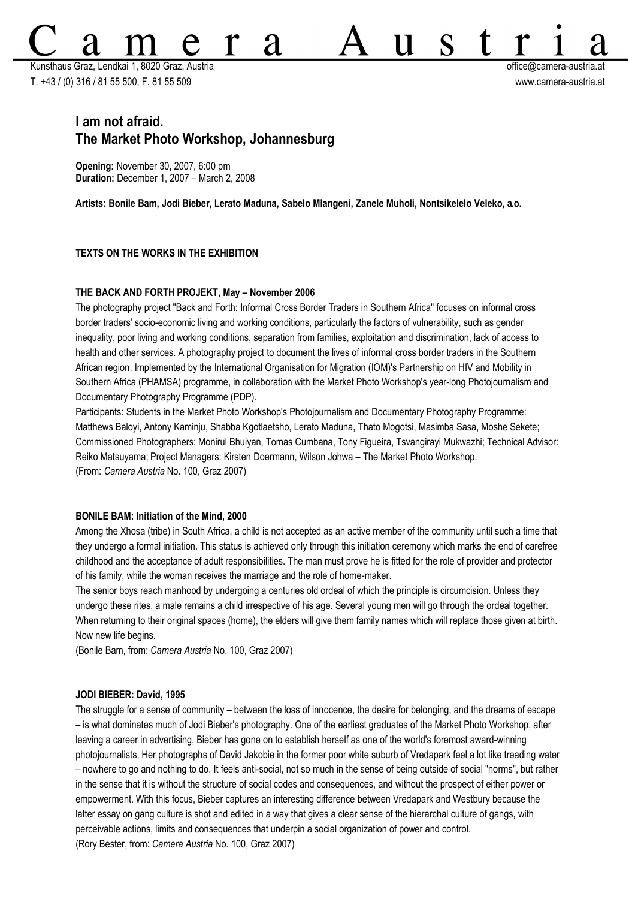# Camera Austria

Kunsthaus Graz, Lendkai 1, 8020 Graz, Austria
T. +43 / (0) 316 / 81 55 500, F. 81 55 509

office@camera-austria.at
www.camera-austria.at

## I am not afraid.
## The Market Photo Workshop, Johannesburg

**Opening:** November 30**,** 2007, 6:00 pm
**Duration:** December 1, 2007 – March 2, 2008

**Artists: Bonile Bam, Jodi Bieber, Lerato Maduna, Sabelo Mlangeni, Zanele Muholi, Nontsikelelo Veleko, a.o.**

### TEXTS ON THE WORKS IN THE EXHIBITION

#### THE BACK AND FORTH PROJEKT, May – November 2006

The photography project "Back and Forth: Informal Cross Border Traders in Southern Africa" focuses on informal cross border traders' socio-economic living and working conditions, particularly the factors of vulnerability, such as gender inequality, poor living and working conditions, separation from families, exploitation and discrimination, lack of access to health and other services. A photography project to document the lives of informal cross border traders in the Southern African region. Implemented by the International Organisation for Migration (IOM)'s Partnership on HIV and Mobility in Southern Africa (PHAMSA) programme, in collaboration with the Market Photo Workshop's year-long Photojournalism and Documentary Photography Programme (PDP).

Participants: Students in the Market Photo Workshop's Photojournalism and Documentary Photography Programme: Matthews Baloyi, Antony Kaminju, Shabba Kgotlaetsho, Lerato Maduna, Thato Mogotsi, Masimba Sasa, Moshe Sekete; Commissioned Photographers: Monirul Bhuiyan, Tomas Cumbana, Tony Figueira, Tsvangirayi Mukwazhi; Technical Advisor: Reiko Matsuyama; Project Managers: Kirsten Doermann, Wilson Johwa – The Market Photo Workshop.
(From: *Camera Austria* No. 100, Graz 2007)

#### BONILE BAM: Initiation of the Mind, 2000

Among the Xhosa (tribe) in South Africa, a child is not accepted as an active member of the community until such a time that they undergo a formal initiation. This status is achieved only through this initiation ceremony which marks the end of carefree childhood and the acceptance of adult responsibilities. The man must prove he is fitted for the role of provider and protector of his family, while the woman receives the marriage and the role of home-maker.

The senior boys reach manhood by undergoing a centuries old ordeal of which the principle is circumcision. Unless they undergo these rites, a male remains a child irrespective of his age. Several young men will go through the ordeal together. When returning to their original spaces (home), the elders will give them family names which will replace those given at birth. Now new life begins.
(Bonile Bam, from: *Camera Austria* No. 100, Graz 2007)

#### JODI BIEBER: David, 1995

The struggle for a sense of community – between the loss of innocence, the desire for belonging, and the dreams of escape – is what dominates much of Jodi Bieber's photography. One of the earliest graduates of the Market Photo Workshop, after leaving a career in advertising, Bieber has gone on to establish herself as one of the world's foremost award-winning photojournalists. Her photographs of David Jakobie in the former poor white suburb of Vredapark feel a lot like treading water – nowhere to go and nothing to do. It feels anti-social, not so much in the sense of being outside of social "norms", but rather in the sense that it is without the structure of social codes and consequences, and without the prospect of either power or empowerment. With this focus, Bieber captures an interesting difference between Vredapark and Westbury because the latter essay on gang culture is shot and edited in a way that gives a clear sense of the hierarchal culture of gangs, with perceivable actions, limits and consequences that underpin a social organization of power and control.
(Rory Bester, from: *Camera Austria* No. 100, Graz 2007)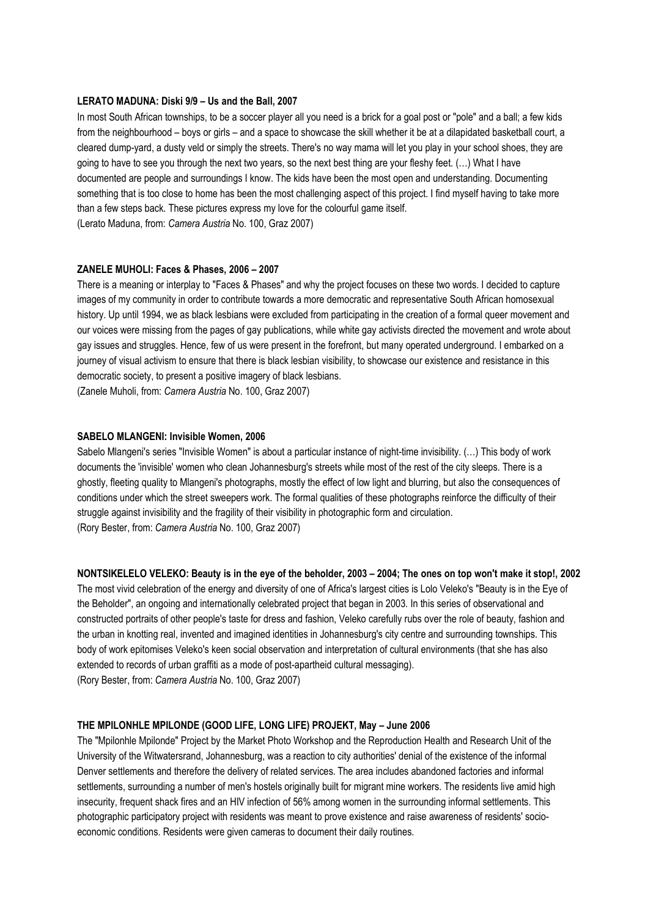**LERATO MADUNA: Diski 9/9 – Us and the Ball, 2007**

In most South African townships, to be a soccer player all you need is a brick for a goal post or "pole" and a ball; a few kids from the neighbourhood – boys or girls – and a space to showcase the skill whether it be at a dilapidated basketball court, a cleared dump-yard, a dusty veld or simply the streets. There's no way mama will let you play in your school shoes, they are going to have to see you through the next two years, so the next best thing are your fleshy feet. (…) What I have documented are people and surroundings I know. The kids have been the most open and understanding. Documenting something that is too close to home has been the most challenging aspect of this project. I find myself having to take more than a few steps back. These pictures express my love for the colourful game itself.
(Lerato Maduna, from: *Camera Austria* No. 100, Graz 2007)

**ZANELE MUHOLI: Faces & Phases, 2006 – 2007**

There is a meaning or interplay to "Faces & Phases" and why the project focuses on these two words. I decided to capture images of my community in order to contribute towards a more democratic and representative South African homosexual history. Up until 1994, we as black lesbians were excluded from participating in the creation of a formal queer movement and our voices were missing from the pages of gay publications, while white gay activists directed the movement and wrote about gay issues and struggles. Hence, few of us were present in the forefront, but many operated underground. I embarked on a journey of visual activism to ensure that there is black lesbian visibility, to showcase our existence and resistance in this democratic society, to present a positive imagery of black lesbians.
(Zanele Muholi, from: *Camera Austria* No. 100, Graz 2007)

**SABELO MLANGENI: Invisible Women, 2006**

Sabelo Mlangeni's series "Invisible Women" is about a particular instance of night-time invisibility. (…) This body of work documents the 'invisible' women who clean Johannesburg's streets while most of the rest of the city sleeps. There is a ghostly, fleeting quality to Mlangeni's photographs, mostly the effect of low light and blurring, but also the consequences of conditions under which the street sweepers work. The formal qualities of these photographs reinforce the difficulty of their struggle against invisibility and the fragility of their visibility in photographic form and circulation.
(Rory Bester, from: *Camera Austria* No. 100, Graz 2007)

**NONTSIKELELO VELEKO: Beauty is in the eye of the beholder, 2003 – 2004; The ones on top won't make it stop!, 2002**

The most vivid celebration of the energy and diversity of one of Africa's largest cities is Lolo Veleko's "Beauty is in the Eye of the Beholder", an ongoing and internationally celebrated project that began in 2003. In this series of observational and constructed portraits of other people's taste for dress and fashion, Veleko carefully rubs over the role of beauty, fashion and the urban in knotting real, invented and imagined identities in Johannesburg's city centre and surrounding townships. This body of work epitomises Veleko's keen social observation and interpretation of cultural environments (that she has also extended to records of urban graffiti as a mode of post-apartheid cultural messaging).
(Rory Bester, from: *Camera Austria* No. 100, Graz 2007)

**THE MPILONHLE MPILONDE (GOOD LIFE, LONG LIFE) PROJEKT, May – June 2006**

The "Mpilonhle Mpilonde" Project by the Market Photo Workshop and the Reproduction Health and Research Unit of the University of the Witwatersrand, Johannesburg, was a reaction to city authorities' denial of the existence of the informal Denver settlements and therefore the delivery of related services. The area includes abandoned factories and informal settlements, surrounding a number of men's hostels originally built for migrant mine workers. The residents live amid high insecurity, frequent shack fires and an HIV infection of 56% among women in the surrounding informal settlements. This photographic participatory project with residents was meant to prove existence and raise awareness of residents' socio-economic conditions. Residents were given cameras to document their daily routines.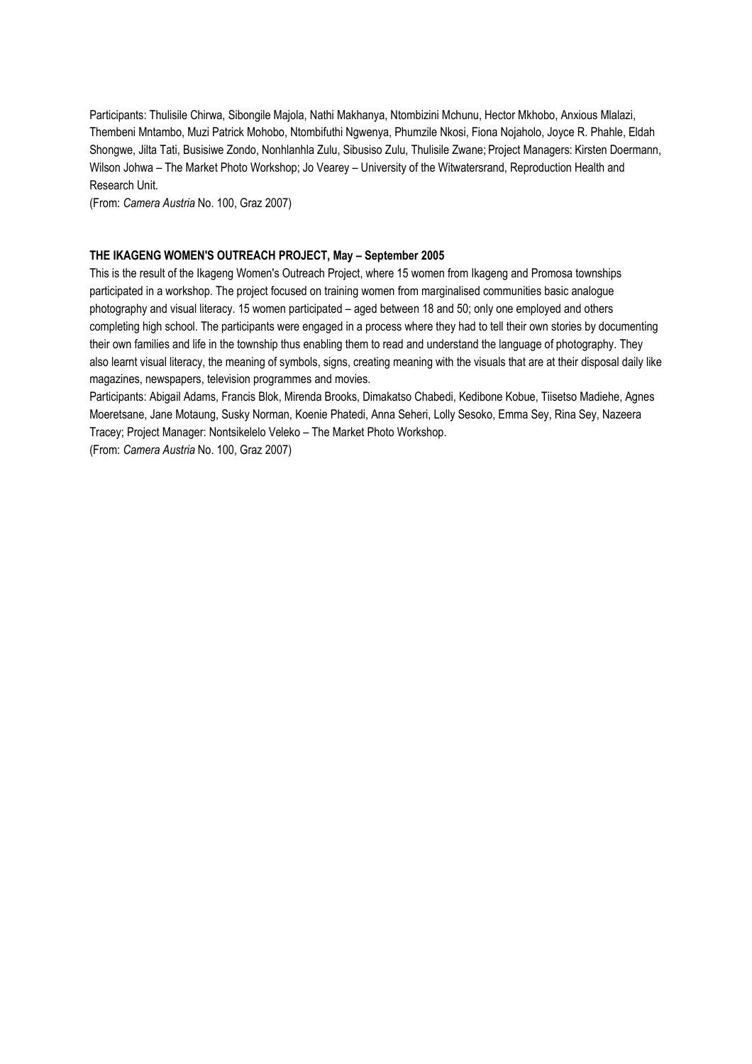Participants: Thulisile Chirwa, Sibongile Majola, Nathi Makhanya, Ntombizini Mchunu, Hector Mkhobo, Anxious Mlalazi, Thembeni Mntambo, Muzi Patrick Mohobo, Ntombifuthi Ngwenya, Phumzile Nkosi, Fiona Nojaholo, Joyce R. Phahle, Eldah Shongwe, Jilta Tati, Busisiwe Zondo, Nonhlanhla Zulu, Sibusiso Zulu, Thulisile Zwane; Project Managers: Kirsten Doermann, Wilson Johwa – The Market Photo Workshop; Jo Vearey – University of the Witwatersrand, Reproduction Health and Research Unit.

(From: *Camera Austria* No. 100, Graz 2007)

**THE IKAGENG WOMEN'S OUTREACH PROJECT, May – September 2005**

This is the result of the Ikageng Women's Outreach Project, where 15 women from Ikageng and Promosa townships participated in a workshop. The project focused on training women from marginalised communities basic analogue photography and visual literacy. 15 women participated – aged between 18 and 50; only one employed and others completing high school. The participants were engaged in a process where they had to tell their own stories by documenting their own families and life in the township thus enabling them to read and understand the language of photography. They also learnt visual literacy, the meaning of symbols, signs, creating meaning with the visuals that are at their disposal daily like magazines, newspapers, television programmes and movies.

Participants: Abigail Adams, Francis Blok, Mirenda Brooks, Dimakatso Chabedi, Kedibone Kobue, Tiisetso Madiehe, Agnes Moeretsane, Jane Motaung, Susky Norman, Koenie Phatedi, Anna Seheri, Lolly Sesoko, Emma Sey, Rina Sey, Nazeera Tracey; Project Manager: Nontsikelelo Veleko – The Market Photo Workshop.

(From: *Camera Austria* No. 100, Graz 2007)